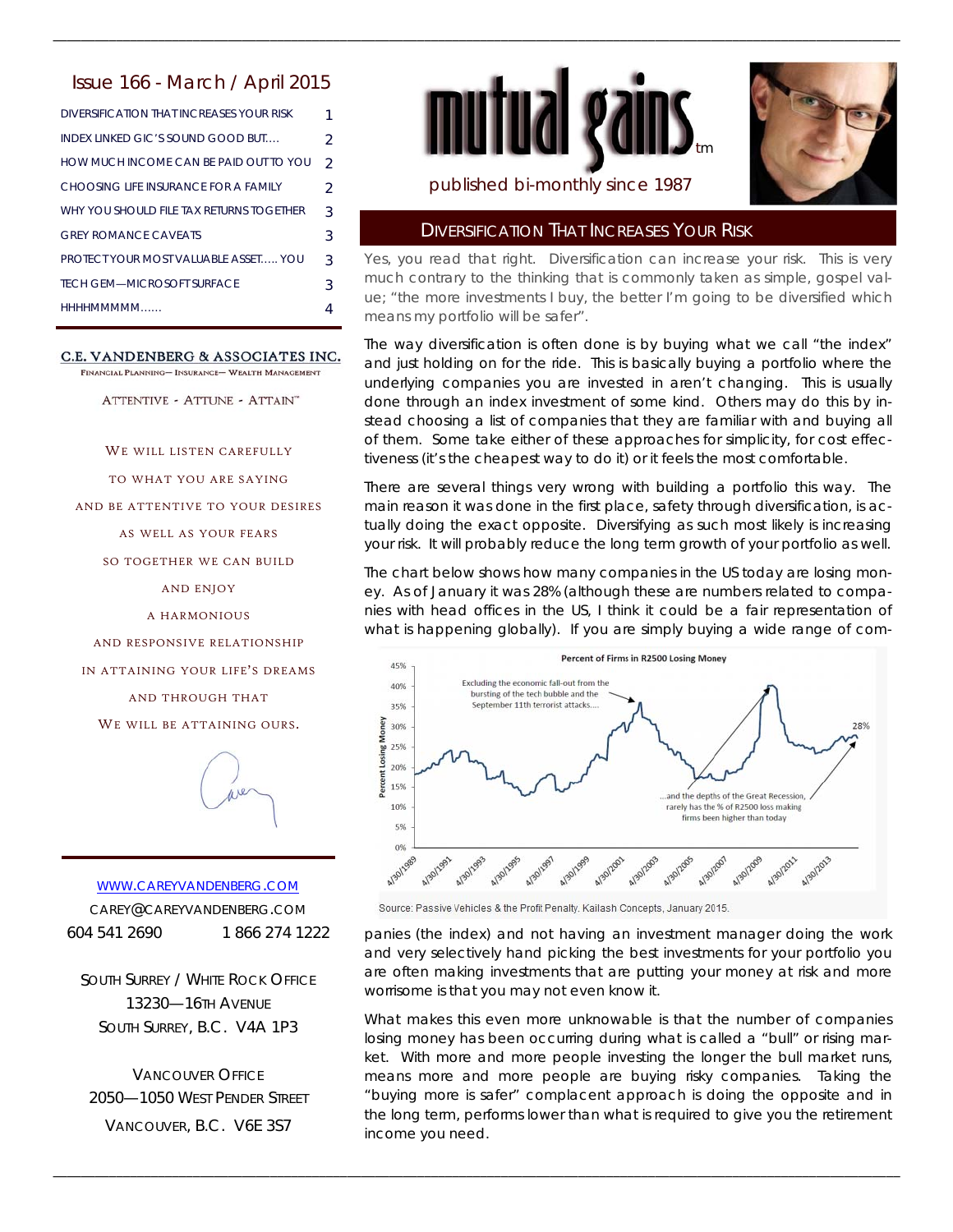# Issue 166 - March / April 2015

| | |
|---|---|
| DIVERSIFICATION THAT INCREASES YOUR RISK | 1 |
| INDEX LINKED GIC'S SOUND GOOD BUT.... | 2 |
| HOW MUCH INCOME CAN BE PAID OUT TO YOU | 2 |
| CHOOSING LIFE INSURANCE FOR A FAMILY | 2 |
| WHY YOU SHOULD FILE TAX RETURNS TOGETHER | 3 |
| GREY ROMANCE CAVEATS | 3 |
| PROTECT YOUR MOST VALUABLE ASSET..... YOU | 3 |
| TECH GEM—MICROSOFT SURFACE | 3 |
| HHHHMMMMM...... | 4 |

**C.E. VANDENBERG & ASSOCIATES INC.**

FINANCIAL PLANNING— INSURANCE— WEALTH MANAGEMENT

ATTENTIVE - ATTUNE - ATTAIN™

WE WILL LISTEN CAREFULLY
TO WHAT YOU ARE SAYING
AND BE ATTENTIVE TO YOUR DESIRES
AS WELL AS YOUR FEARS
SO TOGETHER WE CAN BUILD
AND ENJOY
A HARMONIOUS
AND RESPONSIVE RELATIONSHIP
IN ATTAINING YOUR LIFE'S DREAMS
AND THROUGH THAT
WE WILL BE ATTAINING OURS.

WWW.CAREYVANDENBERG.COM
CAREY@CAREYVANDENBERG.COM
604 541 2690 1 866 274 1222

SOUTH SURREY / WHITE ROCK OFFICE
13230—16TH AVENUE
SOUTH SURREY, B.C. V4A 1P3

VANCOUVER OFFICE
2050—1050 WEST PENDER STREET
VANCOUVER, B.C. V6E 3S7

# mutual gains™

published bi-monthly since 1987

## DIVERSIFICATION THAT INCREASES YOUR RISK

Yes, you read that right. Diversification can increase your risk. This is very much contrary to the thinking that is commonly taken as simple, gospel value; "the more investments I buy, the better I'm going to be diversified which means my portfolio will be safer".

The way diversification is often done is by buying what we call "the index" and just holding on for the ride. This is basically buying a portfolio where the underlying companies you are invested in aren't changing. This is usually done through an index investment of some kind. Others may do this by instead choosing a list of companies that they are familiar with and buying all of them. Some take either of these approaches for simplicity, for cost effectiveness (it's the cheapest way to do it) or it feels the most comfortable.

There are several things very wrong with building a portfolio this way. The main reason it was done in the first place, safety through diversification, is actually doing the exact opposite. Diversifying as such most likely is increasing your risk. It will probably reduce the long term growth of your portfolio as well.

The chart below shows how many companies in the US today are losing money. As of January it was 28% (although these are numbers related to companies with head offices in the US, I think it could be a fair representation of what is happening globally). If you are simply buying a wide range of companies (the index) and not having an investment manager doing the work and very selectively hand picking the best investments for your portfolio you are often making investments that are putting your money at risk and more worrisome is that you may not even know it.

Percent of Firms in R2500 Losing Money

Source: Passive Vehicles & the Profit Penalty. Kailash Concepts, January 2015.

What makes this even more unknowable is that the number of companies losing money has been occurring during what is called a "bull" or rising market. With more and more people investing the longer the bull market runs, means more and more people are buying risky companies. Taking the "buying more is safer" complacent approach is doing the opposite and in the long term, performs lower than what is required to give you the retirement income you need.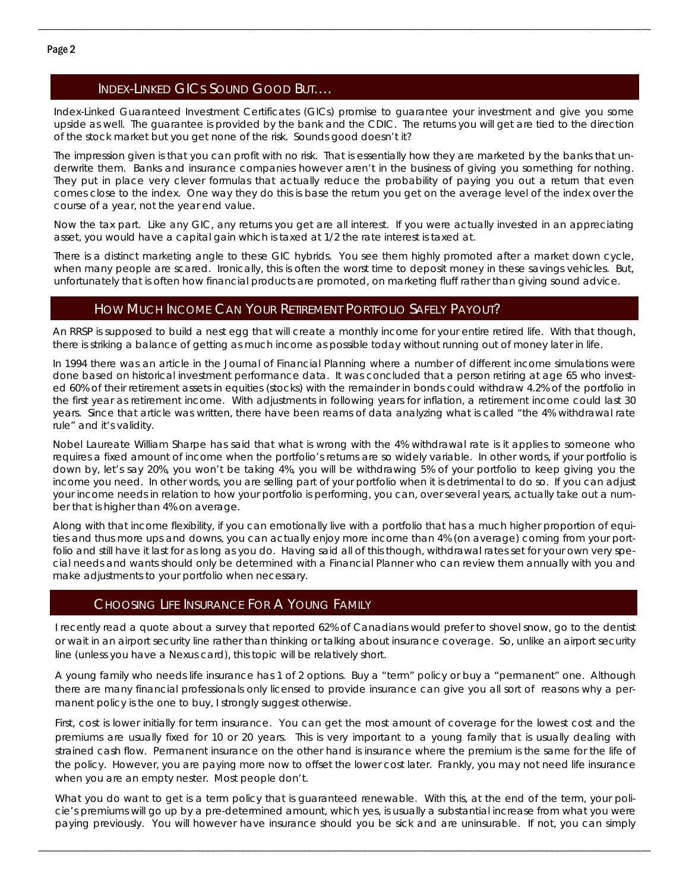## Index-Linked GICs Sound Good But….

Index-Linked Guaranteed Investment Certificates (GICs) promise to guarantee your investment and give you some upside as well. The guarantee is provided by the bank and the CDIC. The returns you will get are tied to the direction of the stock market but you get none of the risk. Sounds good doesn't it?

The impression given is that you can profit with no risk. That is essentially how they are marketed by the banks that underwrite them. Banks and insurance companies however aren't in the business of giving you something for nothing. They put in place very clever formulas that actually reduce the probability of paying you out a return that even comes close to the index. One way they do this is base the return you get on the average level of the index over the course of a year, not the year end value.

Now the tax part. Like any GIC, any returns you get are all interest. If you were actually invested in an appreciating asset, you would have a capital gain which is taxed at 1/2 the rate interest is taxed at.

There is a distinct marketing angle to these GIC hybrids. You see them highly promoted after a market down cycle, when many people are scared. Ironically, this is often the worst time to deposit money in these savings vehicles. But, unfortunately that is often how financial products are promoted, on marketing fluff rather than giving sound advice.

## How Much Income Can Your Retirement Portfolio Safely Payout?

An RRSP is supposed to build a nest egg that will create a monthly income for your entire retired life. With that though, there is striking a balance of getting as much income as possible today without running out of money later in life.

In 1994 there was an article in the Journal of Financial Planning where a number of different income simulations were done based on historical investment performance data. It was concluded that a person retiring at age 65 who invested 60% of their retirement assets in equities (stocks) with the remainder in bonds could withdraw 4.2% of the portfolio in the first year as retirement income. With adjustments in following years for inflation, a retirement income could last 30 years. Since that article was written, there have been reams of data analyzing what is called "the 4% withdrawal rate rule" and it's validity.

Nobel Laureate William Sharpe has said that what is wrong with the 4% withdrawal rate is it applies to someone who requires a fixed amount of income when the portfolio's returns are so widely variable. In other words, if your portfolio is down by, let's say 20%, you won't be taking 4%, you will be withdrawing 5% of your portfolio to keep giving you the income you need. In other words, you are selling part of your portfolio when it is detrimental to do so. If you can adjust your income needs in relation to how your portfolio is performing, you can, over several years, actually take out a number that is higher than 4% on average.

Along with that income flexibility, if you can emotionally live with a portfolio that has a much higher proportion of equities and thus more ups and downs, you can actually enjoy more income than 4% (on average) coming from your portfolio and still have it last for as long as you do. Having said all of this though, withdrawal rates set for your own very special needs and wants should only be determined with a Financial Planner who can review them annually with you and make adjustments to your portfolio when necessary.

## Choosing Life Insurance For A Young Family

I recently read a quote about a survey that reported 62% of Canadians would prefer to shovel snow, go to the dentist or wait in an airport security line rather than thinking or talking about insurance coverage. So, unlike an airport security line (unless you have a Nexus card), this topic will be relatively short.

A young family who needs life insurance has 1 of 2 options. Buy a "term" policy or buy a "permanent" one. Although there are many financial professionals only licensed to provide insurance can give you all sort of reasons why a permanent policy is the one to buy, I strongly suggest otherwise.

First, cost is lower initially for term insurance. You can get the most amount of coverage for the lowest cost and the premiums are usually fixed for 10 or 20 years. This is very important to a young family that is usually dealing with strained cash flow. Permanent insurance on the other hand is insurance where the premium is the same for the life of the policy. However, you are paying more now to offset the lower cost later. Frankly, you may not need life insurance when you are an empty nester. Most people don't.

What you do want to get is a term policy that is guaranteed renewable. With this, at the end of the term, your policie's premiums will go up by a pre-determined amount, which yes, is usually a substantial increase from what you were paying previously. You will however have insurance should you be sick and are uninsurable. If not, you can simply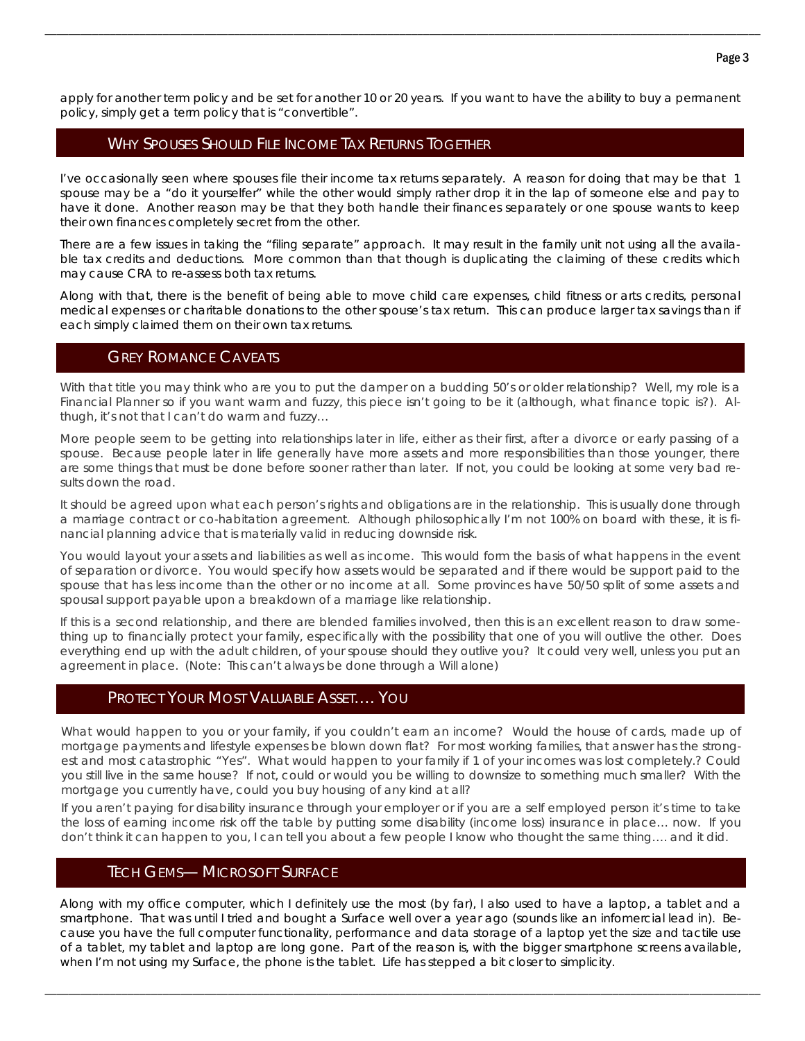apply for another term policy and be set for another 10 or 20 years. If you want to have the ability to buy a permanent policy, simply get a term policy that is "convertible".

## Why Spouses Should File Income Tax Returns Together

I've occasionally seen where spouses file their income tax returns separately. A reason for doing that may be that 1 spouse may be a "do it yourselfer" while the other would simply rather drop it in the lap of someone else and pay to have it done. Another reason may be that they both handle their finances separately or one spouse wants to keep their own finances completely secret from the other.

There are a few issues in taking the "filing separate" approach. It may result in the family unit not using all the available tax credits and deductions. More common than that though is duplicating the claiming of these credits which may cause CRA to re-assess both tax returns.

Along with that, there is the benefit of being able to move child care expenses, child fitness or arts credits, personal medical expenses or charitable donations to the other spouse's tax return. This can produce larger tax savings than if each simply claimed them on their own tax returns.

## Grey Romance Caveats

With that title you may think who are you to put the damper on a budding 50's or older relationship? Well, my role is a Financial Planner so if you want warm and fuzzy, this piece isn't going to be it (although, what finance topic is?). Although, it's not that I can't do warm and fuzzy…

More people seem to be getting into relationships later in life, either as their first, after a divorce or early passing of a spouse. Because people later in life generally have more assets and more responsibilities than those younger, there are some things that must be done before sooner rather than later. If not, you could be looking at some very bad results down the road.

It should be agreed upon what each person's rights and obligations are in the relationship. This is usually done through a marriage contract or co-habitation agreement. Although philosophically I'm not 100% on board with these, it is financial planning advice that is materially valid in reducing downside risk.

You would layout your assets and liabilities as well as income. This would form the basis of what happens in the event of separation or divorce. You would specify how assets would be separated and if there would be support paid to the spouse that has less income than the other or no income at all. Some provinces have 50/50 split of some assets and spousal support payable upon a breakdown of a marriage like relationship.

If this is a second relationship, and there are blended families involved, then this is an excellent reason to draw something up to financially protect your family, especifically with the possibility that one of you will outlive the other. Does everything end up with the adult children, of your spouse should they outlive you? It could very well, unless you put an agreement in place. (Note: This can't always be done through a Will alone)

## Protect Your Most Valuable Asset…. You

What would happen to you or your family, if you couldn't earn an income? Would the house of cards, made up of mortgage payments and lifestyle expenses be blown down flat? For most working families, that answer has the strongest and most catastrophic "Yes". What would happen to your family if 1 of your incomes was lost completely.? Could you still live in the same house? If not, could or would you be willing to downsize to something much smaller? With the mortgage you currently have, could you buy housing of any kind at all?

If you aren't paying for disability insurance through your employer or if you are a self employed person it's time to take the loss of earning income risk off the table by putting some disability (income loss) insurance in place… now. If you don't think it can happen to you, I can tell you about a few people I know who thought the same thing…. and it did.

## Tech Gems— Microsoft Surface

Along with my office computer, which I definitely use the most (by far), I also used to have a laptop, a tablet and a smartphone. That was until I tried and bought a Surface well over a year ago (sounds like an infomercial lead in). Because you have the full computer functionality, performance and data storage of a laptop yet the size and tactile use of a tablet, my tablet and laptop are long gone. Part of the reason is, with the bigger smartphone screens available, when I'm not using my Surface, the phone is the tablet. Life has stepped a bit closer to simplicity.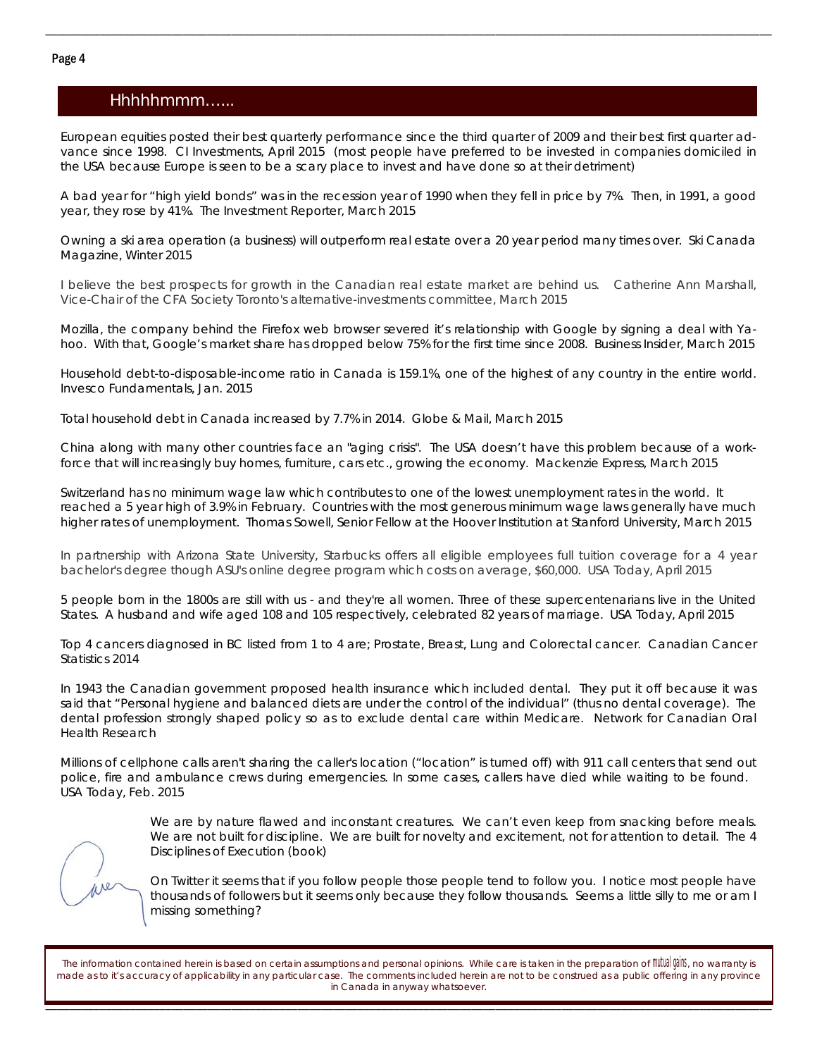## Hhhhhmmm…...

European equities posted their best quarterly performance since the third quarter of 2009 and their best first quarter advance since 1998. CI Investments, April 2015 (most people have preferred to be invested in companies domiciled in the USA because Europe is seen to be a scary place to invest and have done so at their detriment)

A bad year for "high yield bonds" was in the recession year of 1990 when they fell in price by 7%. Then, in 1991, a good year, they rose by 41%. The Investment Reporter, March 2015

Owning a ski area operation (a business) will outperform real estate over a 20 year period many times over. Ski Canada Magazine, Winter 2015

I believe the best prospects for growth in the Canadian real estate market are behind us. Catherine Ann Marshall, Vice-Chair of the CFA Society Toronto's alternative-investments committee, March 2015

Mozilla, the company behind the Firefox web browser severed it's relationship with Google by signing a deal with Yahoo. With that, Google's market share has dropped below 75% for the first time since 2008. Business Insider, March 2015

Household debt-to-disposable-income ratio in Canada is 159.1%, one of the highest of any country in the entire world. Invesco Fundamentals, Jan. 2015

Total household debt in Canada increased by 7.7% in 2014. Globe & Mail, March 2015

China along with many other countries face an "aging crisis". The USA doesn't have this problem because of a workforce that will increasingly buy homes, furniture, cars etc., growing the economy. Mackenzie Express, March 2015

Switzerland has no minimum wage law which contributes to one of the lowest unemployment rates in the world. It reached a 5 year high of 3.9% in February. Countries with the most generous minimum wage laws generally have much higher rates of unemployment. Thomas Sowell, Senior Fellow at the Hoover Institution at Stanford University, March 2015

In partnership with Arizona State University, Starbucks offers all eligible employees full tuition coverage for a 4 year bachelor's degree though ASU's online degree program which costs on average, $60,000. USA Today, April 2015

5 people born in the 1800s are still with us - and they're all women. Three of these supercentenarians live in the United States. A husband and wife aged 108 and 105 respectively, celebrated 82 years of marriage. USA Today, April 2015

Top 4 cancers diagnosed in BC listed from 1 to 4 are; Prostate, Breast, Lung and Colorectal cancer. Canadian Cancer Statistics 2014

In 1943 the Canadian government proposed health insurance which included dental. They put it off because it was said that "Personal hygiene and balanced diets are under the control of the individual" (thus no dental coverage). The dental profession strongly shaped policy so as to exclude dental care within Medicare. Network for Canadian Oral Health Research

Millions of cellphone calls aren't sharing the caller's location ("location" is turned off) with 911 call centers that send out police, fire and ambulance crews during emergencies. In some cases, callers have died while waiting to be found. USA Today, Feb. 2015

We are by nature flawed and inconstant creatures. We can't even keep from snacking before meals. We are not built for discipline. We are built for novelty and excitement, not for attention to detail. The 4 Disciplines of Execution (book)

On Twitter it seems that if you follow people those people tend to follow you. I notice most people have thousands of followers but it seems only because they follow thousands. Seems a little silly to me or am I missing something?

The information contained herein is based on certain assumptions and personal opinions. While care is taken in the preparation of mutual gains, no warranty is made as to it's accuracy of applicability in any particular case. The comments included herein are not to be construed as a public offering in any province in Canada in anyway whatsoever.